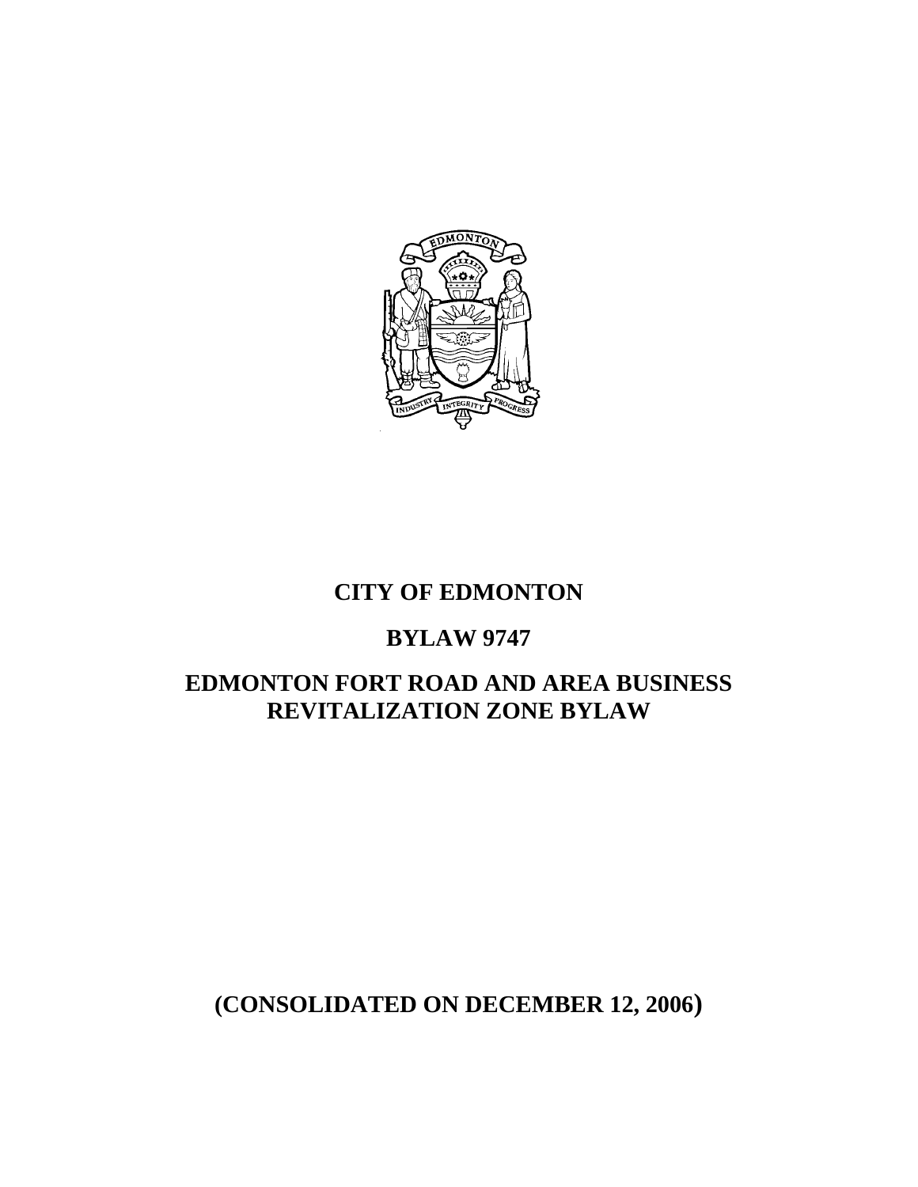# CITY OF EDMONTON

## BYLAW 9747

## EDMONTON FORT ROAD AND AREA BUSINESS REVITALIZATION ZONE BYLAW

**(CONSOLIDATED ON DECEMBER 12, 2006)**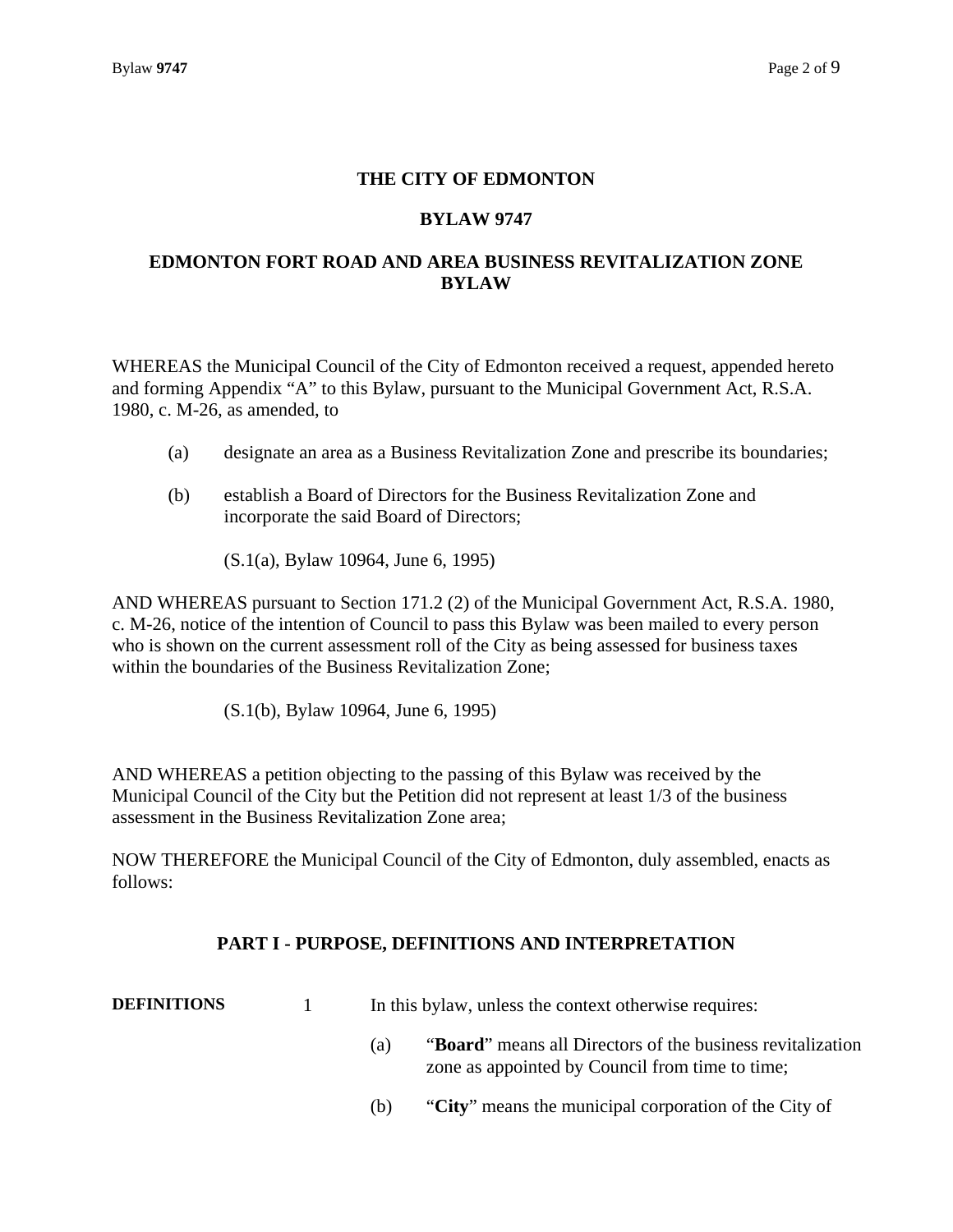# THE CITY OF EDMONTON

## BYLAW 9747

## EDMONTON FORT ROAD AND AREA BUSINESS REVITALIZATION ZONE BYLAW

WHEREAS the Municipal Council of the City of Edmonton received a request, appended hereto and forming Appendix "A" to this Bylaw, pursuant to the Municipal Government Act, R.S.A. 1980, c. M-26, as amended, to

(a) designate an area as a Business Revitalization Zone and prescribe its boundaries;

(b) establish a Board of Directors for the Business Revitalization Zone and incorporate the said Board of Directors;

(S.1(a), Bylaw 10964, June 6, 1995)

AND WHEREAS pursuant to Section 171.2 (2) of the Municipal Government Act, R.S.A. 1980, c. M-26, notice of the intention of Council to pass this Bylaw was been mailed to every person who is shown on the current assessment roll of the City as being assessed for business taxes within the boundaries of the Business Revitalization Zone;

(S.1(b), Bylaw 10964, June 6, 1995)

AND WHEREAS a petition objecting to the passing of this Bylaw was received by the Municipal Council of the City but the Petition did not represent at least 1/3 of the business assessment in the Business Revitalization Zone area;

NOW THEREFORE the Municipal Council of the City of Edmonton, duly assembled, enacts as follows:

## PART I - PURPOSE, DEFINITIONS AND INTERPRETATION

**DEFINITIONS** 1 In this bylaw, unless the context otherwise requires:

(a) "**Board**" means all Directors of the business revitalization zone as appointed by Council from time to time;

(b) "**City**" means the municipal corporation of the City of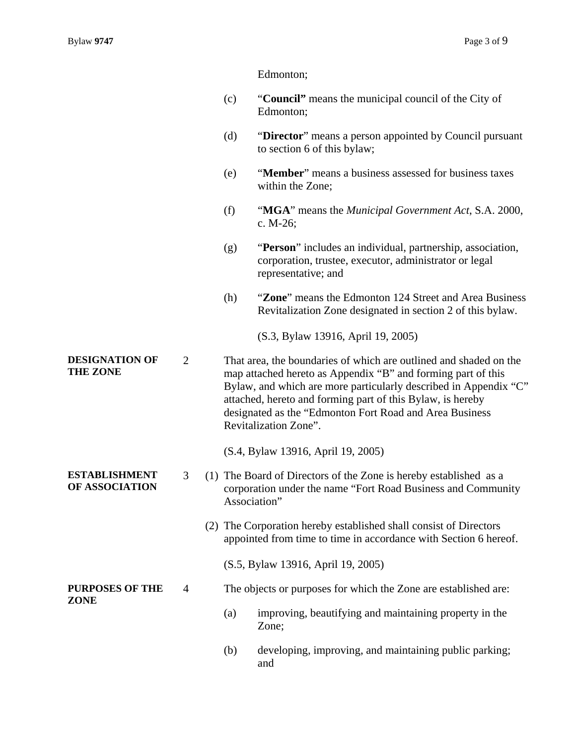Edmonton;

(c) "**Council"** means the municipal council of the City of Edmonton;

(d) "**Director**" means a person appointed by Council pursuant to section 6 of this bylaw;

(e) "**Member**" means a business assessed for business taxes within the Zone;

(f) "**MGA**" means the *Municipal Government Act*, S.A. 2000, c. M-26;

(g) "**Person**" includes an individual, partnership, association, corporation, trustee, executor, administrator or legal representative; and

(h) "**Zone**" means the Edmonton 124 Street and Area Business Revitalization Zone designated in section 2 of this bylaw.

(S.3, Bylaw 13916, April 19, 2005)

**DESIGNATION OF THE ZONE**

2 That area, the boundaries of which are outlined and shaded on the map attached hereto as Appendix "B" and forming part of this Bylaw, and which are more particularly described in Appendix "C" attached, hereto and forming part of this Bylaw, is hereby designated as the "Edmonton Fort Road and Area Business Revitalization Zone".

(S.4, Bylaw 13916, April 19, 2005)

**ESTABLISHMENT OF ASSOCIATION**

3 (1) The Board of Directors of the Zone is hereby established as a corporation under the name "Fort Road Business and Community Association"

(2) The Corporation hereby established shall consist of Directors appointed from time to time in accordance with Section 6 hereof.

(S.5, Bylaw 13916, April 19, 2005)

**PURPOSES OF THE ZONE**

4 The objects or purposes for which the Zone are established are:

(a) improving, beautifying and maintaining property in the Zone;

(b) developing, improving, and maintaining public parking; and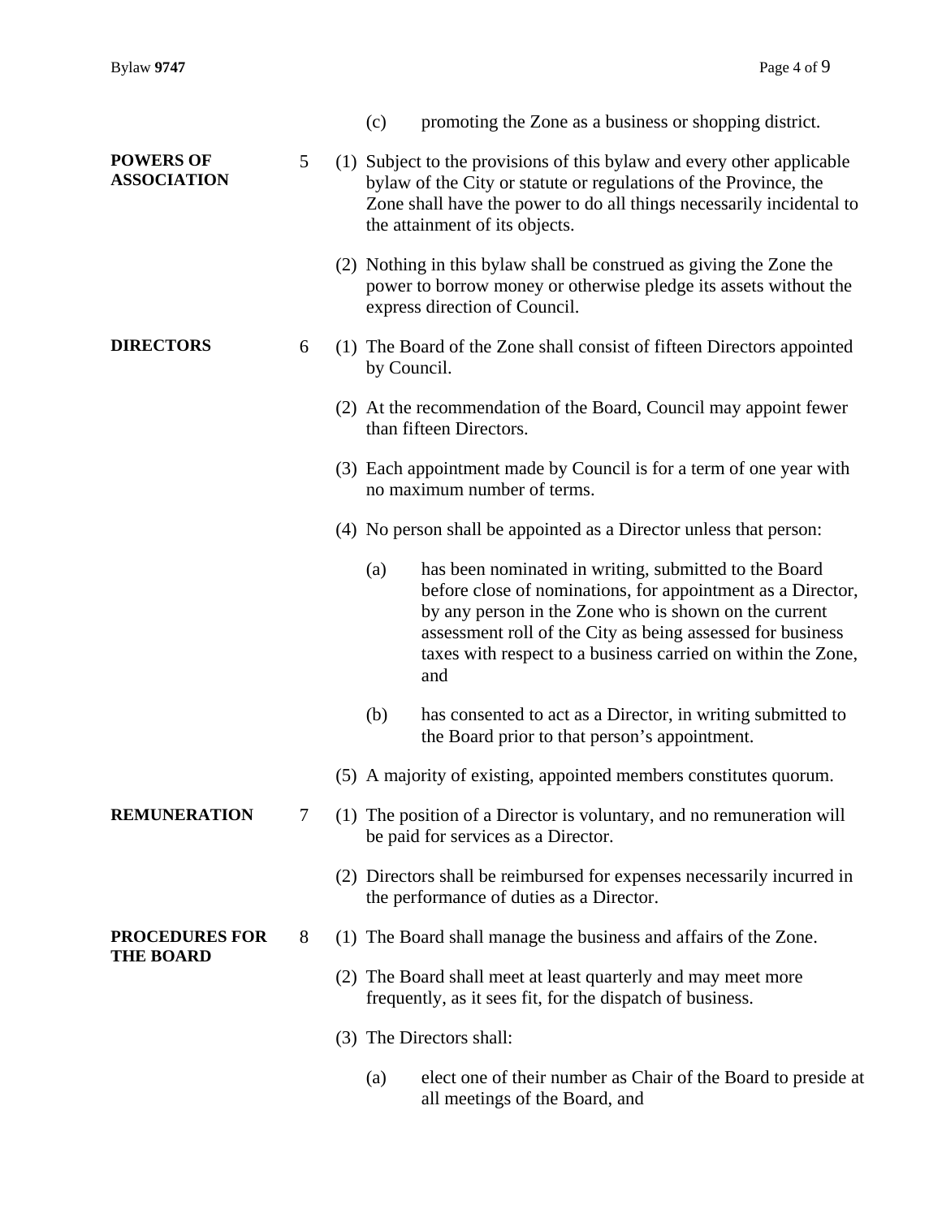(c) promoting the Zone as a business or shopping district.

**POWERS OF ASSOCIATION**

5 (1) Subject to the provisions of this bylaw and every other applicable bylaw of the City or statute or regulations of the Province, the Zone shall have the power to do all things necessarily incidental to the attainment of its objects.

(2) Nothing in this bylaw shall be construed as giving the Zone the power to borrow money or otherwise pledge its assets without the express direction of Council.

**DIRECTORS**

6 (1) The Board of the Zone shall consist of fifteen Directors appointed by Council.

(2) At the recommendation of the Board, Council may appoint fewer than fifteen Directors.

(3) Each appointment made by Council is for a term of one year with no maximum number of terms.

(4) No person shall be appointed as a Director unless that person:

(a) has been nominated in writing, submitted to the Board before close of nominations, for appointment as a Director, by any person in the Zone who is shown on the current assessment roll of the City as being assessed for business taxes with respect to a business carried on within the Zone, and

(b) has consented to act as a Director, in writing submitted to the Board prior to that person's appointment.

(5) A majority of existing, appointed members constitutes quorum.

**REMUNERATION**

7 (1) The position of a Director is voluntary, and no remuneration will be paid for services as a Director.

(2) Directors shall be reimbursed for expenses necessarily incurred in the performance of duties as a Director.

**PROCEDURES FOR THE BOARD**

8 (1) The Board shall manage the business and affairs of the Zone.

(2) The Board shall meet at least quarterly and may meet more frequently, as it sees fit, for the dispatch of business.

(3) The Directors shall:

(a) elect one of their number as Chair of the Board to preside at all meetings of the Board, and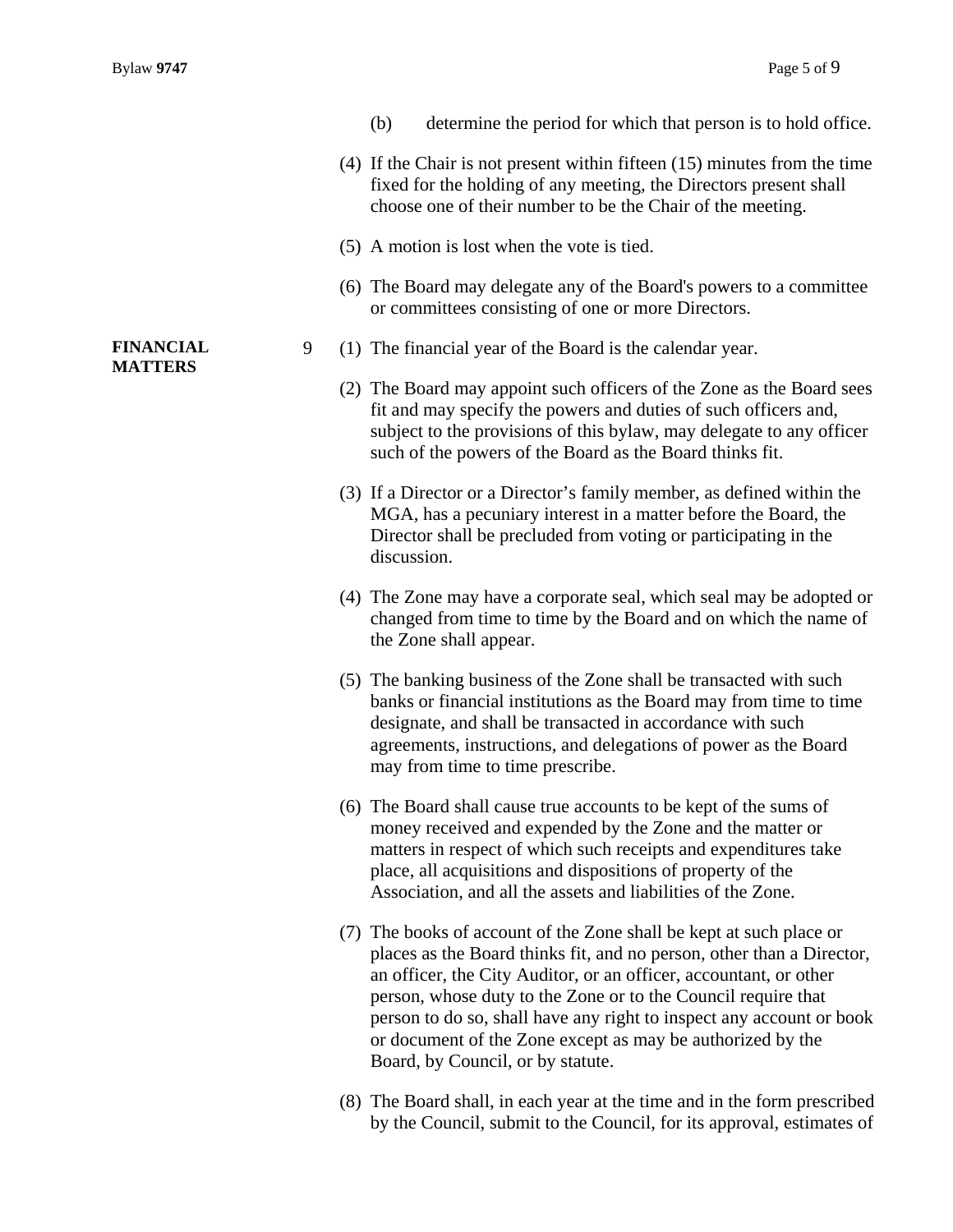(b) determine the period for which that person is to hold office.

(4) If the Chair is not present within fifteen (15) minutes from the time fixed for the holding of any meeting, the Directors present shall choose one of their number to be the Chair of the meeting.

(5) A motion is lost when the vote is tied.

(6) The Board may delegate any of the Board's powers to a committee or committees consisting of one or more Directors.

**FINANCIAL MATTERS**

9 (1) The financial year of the Board is the calendar year.

(2) The Board may appoint such officers of the Zone as the Board sees fit and may specify the powers and duties of such officers and, subject to the provisions of this bylaw, may delegate to any officer such of the powers of the Board as the Board thinks fit.

(3) If a Director or a Director's family member, as defined within the MGA, has a pecuniary interest in a matter before the Board, the Director shall be precluded from voting or participating in the discussion.

(4) The Zone may have a corporate seal, which seal may be adopted or changed from time to time by the Board and on which the name of the Zone shall appear.

(5) The banking business of the Zone shall be transacted with such banks or financial institutions as the Board may from time to time designate, and shall be transacted in accordance with such agreements, instructions, and delegations of power as the Board may from time to time prescribe.

(6) The Board shall cause true accounts to be kept of the sums of money received and expended by the Zone and the matter or matters in respect of which such receipts and expenditures take place, all acquisitions and dispositions of property of the Association, and all the assets and liabilities of the Zone.

(7) The books of account of the Zone shall be kept at such place or places as the Board thinks fit, and no person, other than a Director, an officer, the City Auditor, or an officer, accountant, or other person, whose duty to the Zone or to the Council require that person to do so, shall have any right to inspect any account or book or document of the Zone except as may be authorized by the Board, by Council, or by statute.

(8) The Board shall, in each year at the time and in the form prescribed by the Council, submit to the Council, for its approval, estimates of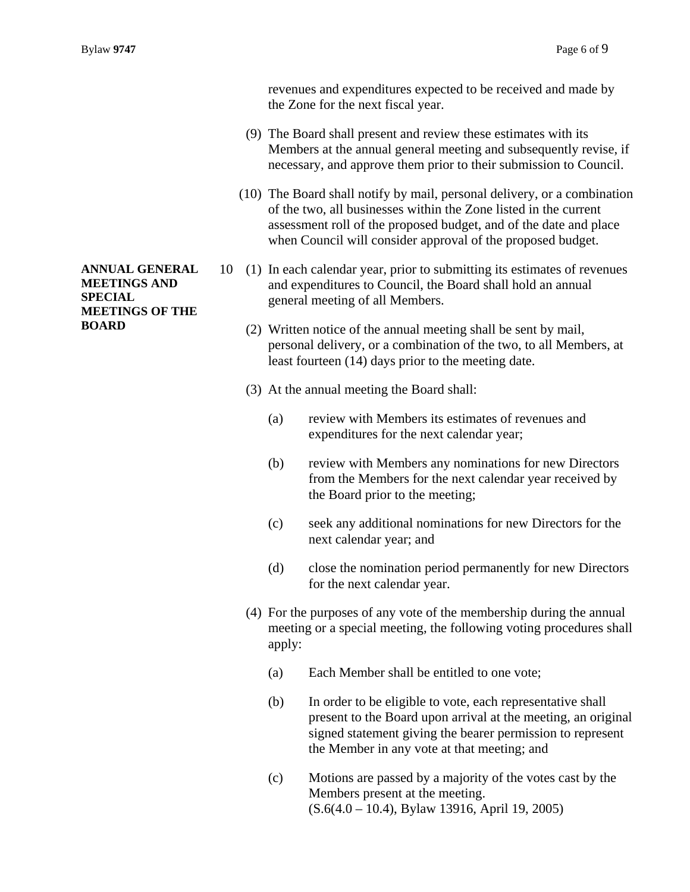revenues and expenditures expected to be received and made by the Zone for the next fiscal year.

(9) The Board shall present and review these estimates with its Members at the annual general meeting and subsequently revise, if necessary, and approve them prior to their submission to Council.

(10) The Board shall notify by mail, personal delivery, or a combination of the two, all businesses within the Zone listed in the current assessment roll of the proposed budget, and of the date and place when Council will consider approval of the proposed budget.

**ANNUAL GENERAL MEETINGS AND SPECIAL MEETINGS OF THE BOARD**

10 (1) In each calendar year, prior to submitting its estimates of revenues and expenditures to Council, the Board shall hold an annual general meeting of all Members.

(2) Written notice of the annual meeting shall be sent by mail, personal delivery, or a combination of the two, to all Members, at least fourteen (14) days prior to the meeting date.

(3) At the annual meeting the Board shall:

(a) review with Members its estimates of revenues and expenditures for the next calendar year;

(b) review with Members any nominations for new Directors from the Members for the next calendar year received by the Board prior to the meeting;

(c) seek any additional nominations for new Directors for the next calendar year; and

(d) close the nomination period permanently for new Directors for the next calendar year.

(4) For the purposes of any vote of the membership during the annual meeting or a special meeting, the following voting procedures shall apply:

(a) Each Member shall be entitled to one vote;

(b) In order to be eligible to vote, each representative shall present to the Board upon arrival at the meeting, an original signed statement giving the bearer permission to represent the Member in any vote at that meeting; and

(c) Motions are passed by a majority of the votes cast by the Members present at the meeting.
(S.6(4.0 – 10.4), Bylaw 13916, April 19, 2005)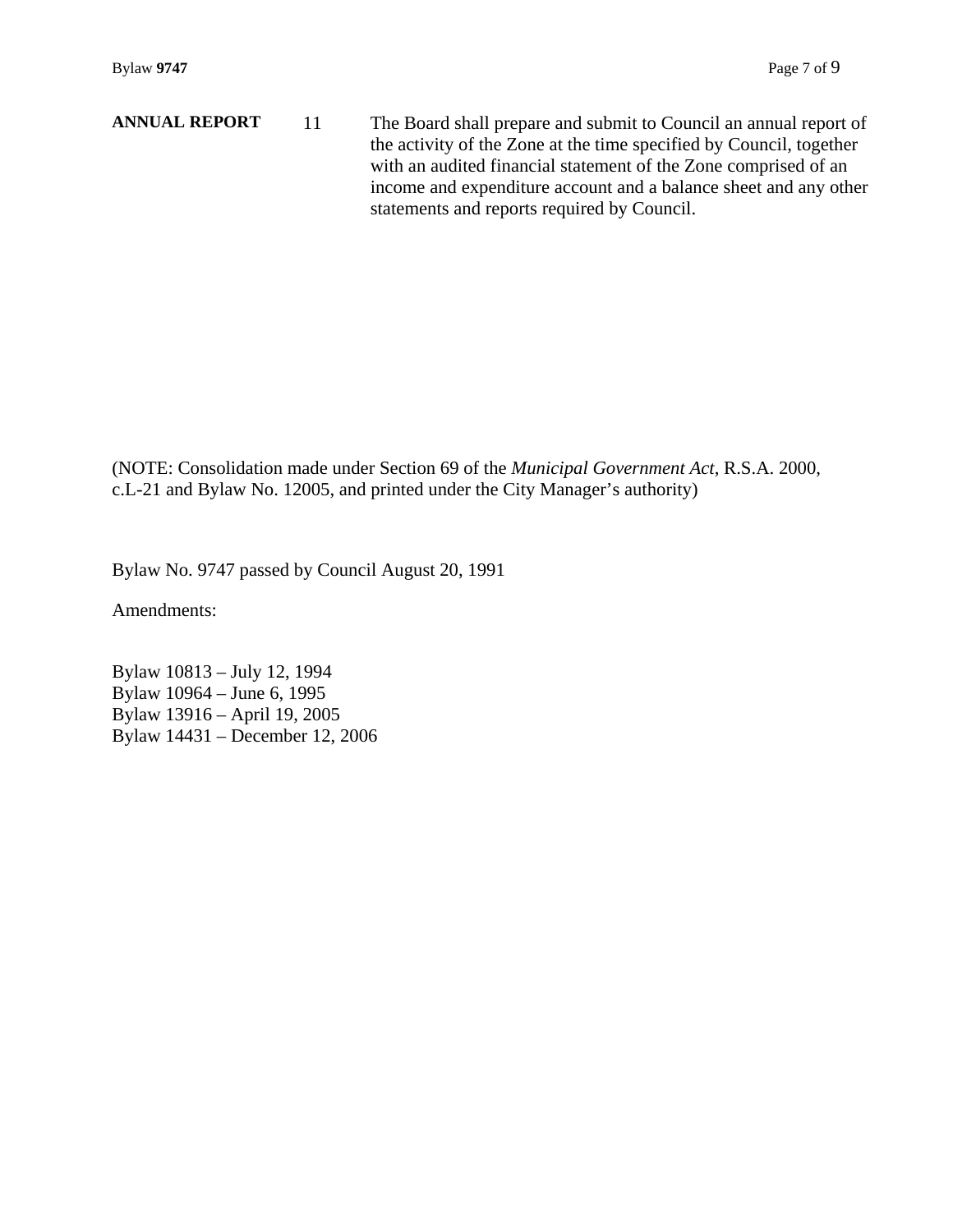**ANNUAL REPORT** 11 The Board shall prepare and submit to Council an annual report of the activity of the Zone at the time specified by Council, together with an audited financial statement of the Zone comprised of an income and expenditure account and a balance sheet and any other statements and reports required by Council.

(NOTE: Consolidation made under Section 69 of the *Municipal Government Act*, R.S.A. 2000, c.L-21 and Bylaw No. 12005, and printed under the City Manager's authority)

Bylaw No. 9747 passed by Council August 20, 1991

Amendments:

Bylaw 10813 – July 12, 1994
Bylaw 10964 – June 6, 1995
Bylaw 13916 – April 19, 2005
Bylaw 14431 – December 12, 2006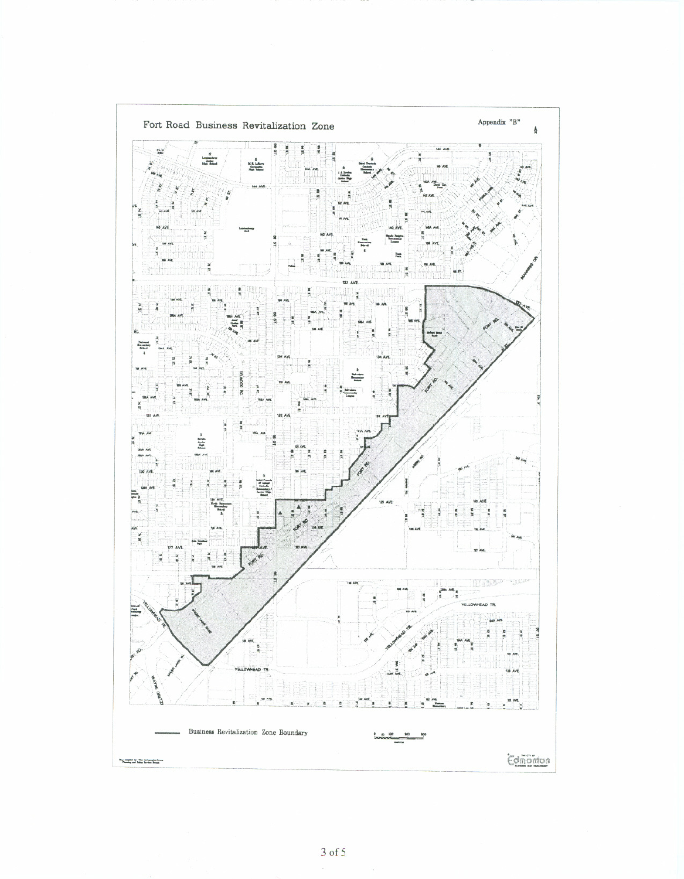## Fort Road Business Revitalization Zone

Appendix "B"

Business Revitalization Zone Boundary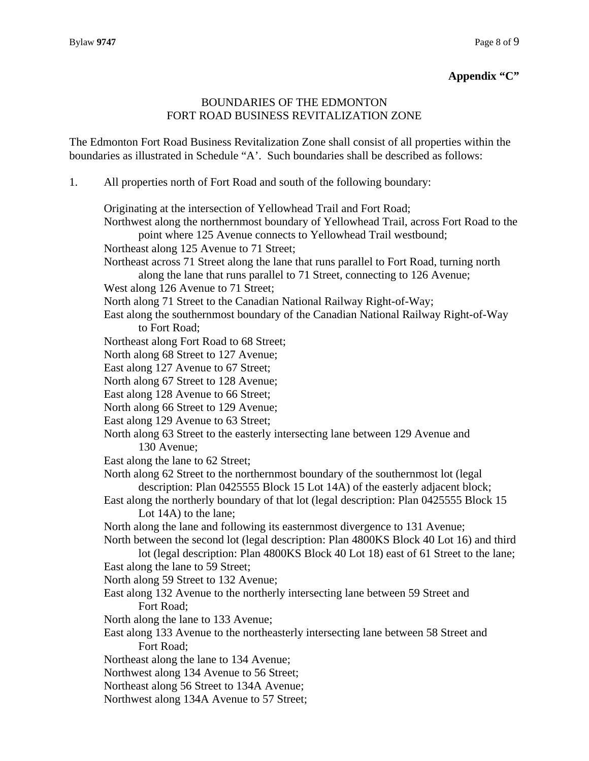**Appendix "C"**

BOUNDARIES OF THE EDMONTON
FORT ROAD BUSINESS REVITALIZATION ZONE

The Edmonton Fort Road Business Revitalization Zone shall consist of all properties within the boundaries as illustrated in Schedule "A'. Such boundaries shall be described as follows:

1. All properties north of Fort Road and south of the following boundary:

   Originating at the intersection of Yellowhead Trail and Fort Road;
   Northwest along the northernmost boundary of Yellowhead Trail, across Fort Road to the point where 125 Avenue connects to Yellowhead Trail westbound;
   Northeast along 125 Avenue to 71 Street;
   Northeast across 71 Street along the lane that runs parallel to Fort Road, turning north along the lane that runs parallel to 71 Street, connecting to 126 Avenue;
   West along 126 Avenue to 71 Street;
   North along 71 Street to the Canadian National Railway Right-of-Way;
   East along the southernmost boundary of the Canadian National Railway Right-of-Way to Fort Road;
   Northeast along Fort Road to 68 Street;
   North along 68 Street to 127 Avenue;
   East along 127 Avenue to 67 Street;
   North along 67 Street to 128 Avenue;
   East along 128 Avenue to 66 Street;
   North along 66 Street to 129 Avenue;
   East along 129 Avenue to 63 Street;
   North along 63 Street to the easterly intersecting lane between 129 Avenue and 130 Avenue;
   East along the lane to 62 Street;
   North along 62 Street to the northernmost boundary of the southernmost lot (legal description: Plan 0425555 Block 15 Lot 14A) of the easterly adjacent block;
   East along the northerly boundary of that lot (legal description: Plan 0425555 Block 15 Lot 14A) to the lane;
   North along the lane and following its easternmost divergence to 131 Avenue;
   North between the second lot (legal description: Plan 4800KS Block 40 Lot 16) and third lot (legal description: Plan 4800KS Block 40 Lot 18) east of 61 Street to the lane;
   East along the lane to 59 Street;
   North along 59 Street to 132 Avenue;
   East along 132 Avenue to the northerly intersecting lane between 59 Street and Fort Road;
   North along the lane to 133 Avenue;
   East along 133 Avenue to the northeasterly intersecting lane between 58 Street and Fort Road;
   Northeast along the lane to 134 Avenue;
   Northwest along 134 Avenue to 56 Street;
   Northeast along 56 Street to 134A Avenue;
   Northwest along 134A Avenue to 57 Street;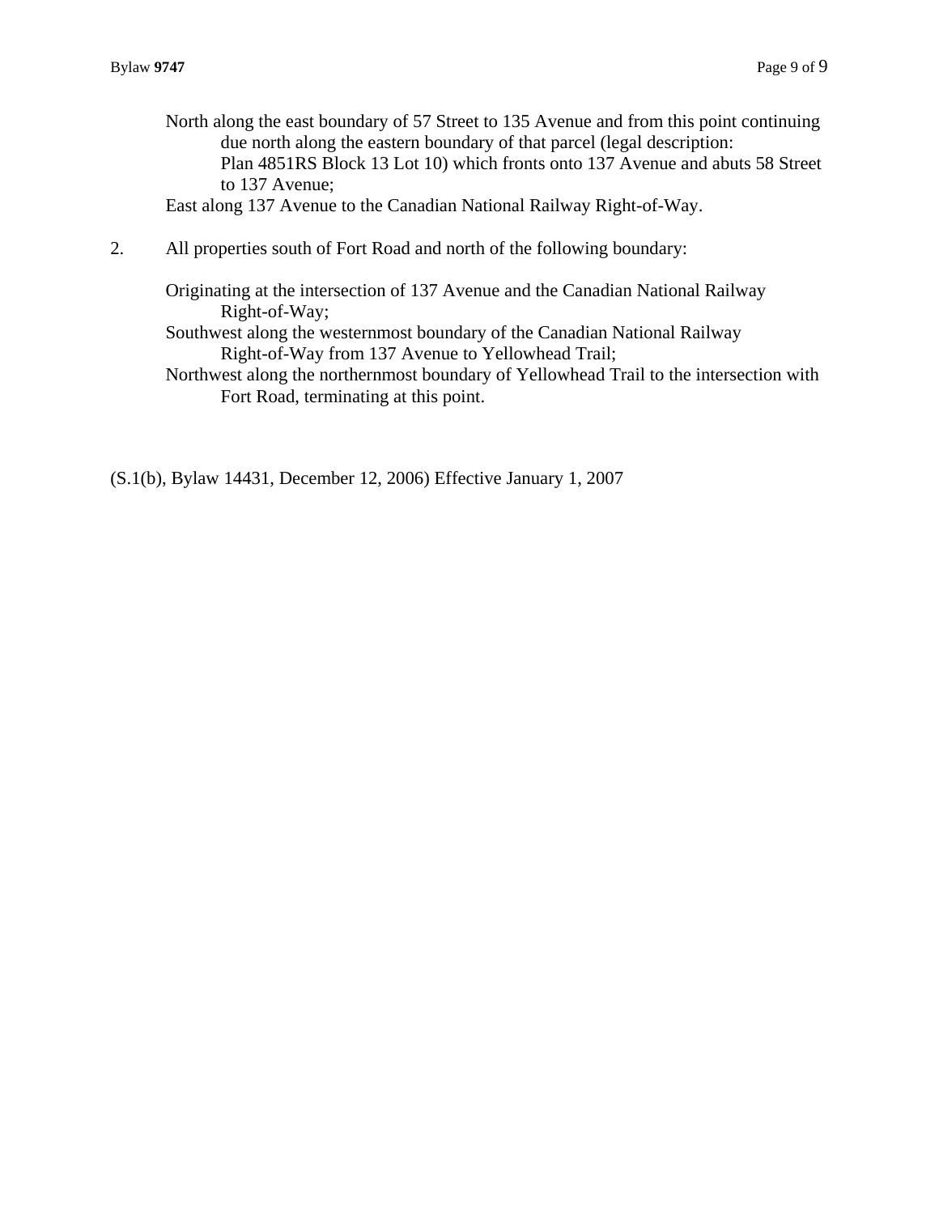North along the east boundary of 57 Street to 135 Avenue and from this point continuing due north along the eastern boundary of that parcel (legal description: Plan 4851RS Block 13 Lot 10) which fronts onto 137 Avenue and abuts 58 Street to 137 Avenue;

East along 137 Avenue to the Canadian National Railway Right-of-Way.

2. All properties south of Fort Road and north of the following boundary:

Originating at the intersection of 137 Avenue and the Canadian National Railway Right-of-Way;

Southwest along the westernmost boundary of the Canadian National Railway Right-of-Way from 137 Avenue to Yellowhead Trail;

Northwest along the northernmost boundary of Yellowhead Trail to the intersection with Fort Road, terminating at this point.

(S.1(b), Bylaw 14431, December 12, 2006) Effective January 1, 2007